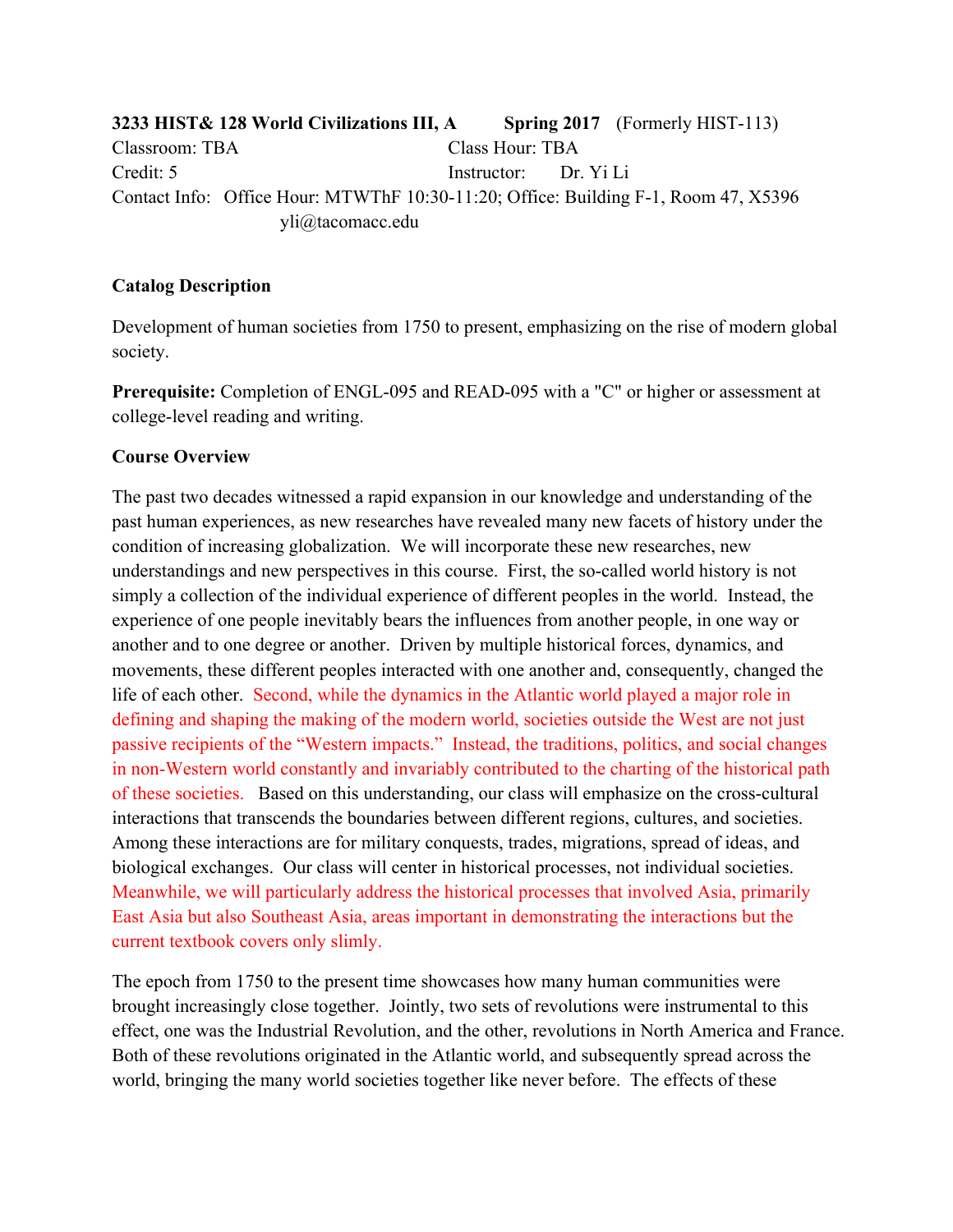**3233 HIST& 128 World Civilizations III, A    Spring 2017** (Formerly HIST-113)

Classroom: TBA    Class Hour: TBA

Credit: 5    Instructor: Dr. Yi Li

Contact Info: Office Hour: MTWThF 10:30-11:20; Office: Building F-1, Room 47, X5396
yli@tacomacc.edu

**Catalog Description**

Development of human societies from 1750 to present, emphasizing on the rise of modern global society.

**Prerequisite:** Completion of ENGL-095 and READ-095 with a "C" or higher or assessment at college-level reading and writing.

**Course Overview**

The past two decades witnessed a rapid expansion in our knowledge and understanding of the past human experiences, as new researches have revealed many new facets of history under the condition of increasing globalization. We will incorporate these new researches, new understandings and new perspectives in this course. First, the so-called world history is not simply a collection of the individual experience of different peoples in the world. Instead, the experience of one people inevitably bears the influences from another people, in one way or another and to one degree or another. Driven by multiple historical forces, dynamics, and movements, these different peoples interacted with one another and, consequently, changed the life of each other. Second, while the dynamics in the Atlantic world played a major role in defining and shaping the making of the modern world, societies outside the West are not just passive recipients of the "Western impacts." Instead, the traditions, politics, and social changes in non-Western world constantly and invariably contributed to the charting of the historical path of these societies. Based on this understanding, our class will emphasize on the cross-cultural interactions that transcends the boundaries between different regions, cultures, and societies. Among these interactions are for military conquests, trades, migrations, spread of ideas, and biological exchanges. Our class will center in historical processes, not individual societies. Meanwhile, we will particularly address the historical processes that involved Asia, primarily East Asia but also Southeast Asia, areas important in demonstrating the interactions but the current textbook covers only slimly.

The epoch from 1750 to the present time showcases how many human communities were brought increasingly close together. Jointly, two sets of revolutions were instrumental to this effect, one was the Industrial Revolution, and the other, revolutions in North America and France. Both of these revolutions originated in the Atlantic world, and subsequently spread across the world, bringing the many world societies together like never before. The effects of these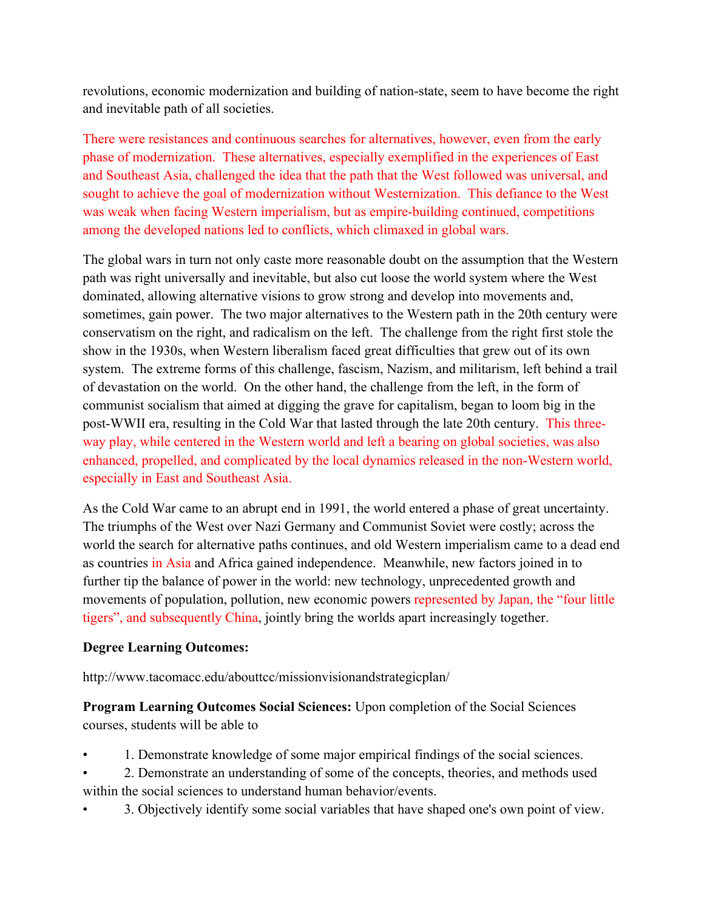revolutions, economic modernization and building of nation-state, seem to have become the right and inevitable path of all societies.

There were resistances and continuous searches for alternatives, however, even from the early phase of modernization. These alternatives, especially exemplified in the experiences of East and Southeast Asia, challenged the idea that the path that the West followed was universal, and sought to achieve the goal of modernization without Westernization. This defiance to the West was weak when facing Western imperialism, but as empire-building continued, competitions among the developed nations led to conflicts, which climaxed in global wars.

The global wars in turn not only caste more reasonable doubt on the assumption that the Western path was right universally and inevitable, but also cut loose the world system where the West dominated, allowing alternative visions to grow strong and develop into movements and, sometimes, gain power. The two major alternatives to the Western path in the 20th century were conservatism on the right, and radicalism on the left. The challenge from the right first stole the show in the 1930s, when Western liberalism faced great difficulties that grew out of its own system. The extreme forms of this challenge, fascism, Nazism, and militarism, left behind a trail of devastation on the world. On the other hand, the challenge from the left, in the form of communist socialism that aimed at digging the grave for capitalism, began to loom big in the post-WWII era, resulting in the Cold War that lasted through the late 20th century. This three-way play, while centered in the Western world and left a bearing on global societies, was also enhanced, propelled, and complicated by the local dynamics released in the non-Western world, especially in East and Southeast Asia.

As the Cold War came to an abrupt end in 1991, the world entered a phase of great uncertainty. The triumphs of the West over Nazi Germany and Communist Soviet were costly; across the world the search for alternative paths continues, and old Western imperialism came to a dead end as countries in Asia and Africa gained independence. Meanwhile, new factors joined in to further tip the balance of power in the world: new technology, unprecedented growth and movements of population, pollution, new economic powers represented by Japan, the "four little tigers", and subsequently China, jointly bring the worlds apart increasingly together.

**Degree Learning Outcomes:**

http://www.tacomacc.edu/abouttcc/missionvisionandstrategicplan/

**Program Learning Outcomes Social Sciences:** Upon completion of the Social Sciences courses, students will be able to

- 1. Demonstrate knowledge of some major empirical findings of the social sciences.
- 2. Demonstrate an understanding of some of the concepts, theories, and methods used within the social sciences to understand human behavior/events.
- 3. Objectively identify some social variables that have shaped one's own point of view.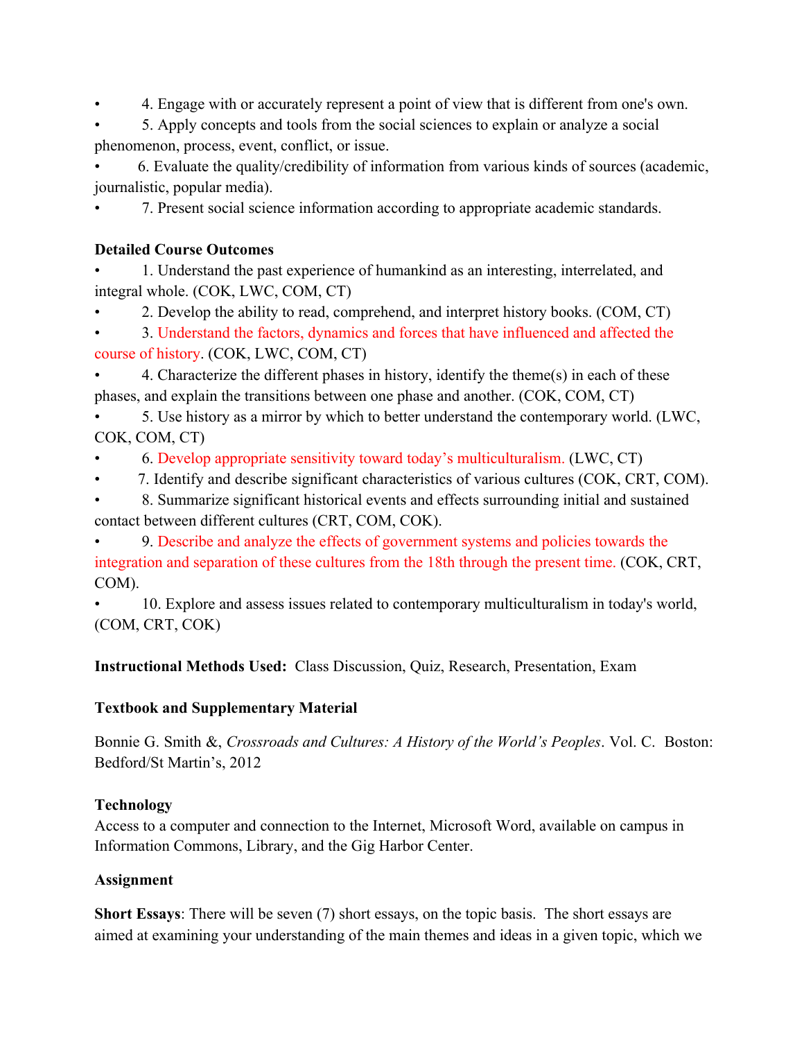- 4. Engage with or accurately represent a point of view that is different from one's own.
- 5. Apply concepts and tools from the social sciences to explain or analyze a social phenomenon, process, event, conflict, or issue.
- 6. Evaluate the quality/credibility of information from various kinds of sources (academic, journalistic, popular media).
- 7. Present social science information according to appropriate academic standards.

**Detailed Course Outcomes**

- 1. Understand the past experience of humankind as an interesting, interrelated, and integral whole. (COK, LWC, COM, CT)
- 2. Develop the ability to read, comprehend, and interpret history books. (COM, CT)
- 3. Understand the factors, dynamics and forces that have influenced and affected the course of history. (COK, LWC, COM, CT)
- 4. Characterize the different phases in history, identify the theme(s) in each of these phases, and explain the transitions between one phase and another. (COK, COM, CT)
- 5. Use history as a mirror by which to better understand the contemporary world. (LWC, COK, COM, CT)
- 6. Develop appropriate sensitivity toward today's multiculturalism. (LWC, CT)
- 7. Identify and describe significant characteristics of various cultures (COK, CRT, COM).
- 8. Summarize significant historical events and effects surrounding initial and sustained contact between different cultures (CRT, COM, COK).
- 9. Describe and analyze the effects of government systems and policies towards the integration and separation of these cultures from the 18th through the present time. (COK, CRT, COM).
- 10. Explore and assess issues related to contemporary multiculturalism in today's world, (COM, CRT, COK)

**Instructional Methods Used:** Class Discussion, Quiz, Research, Presentation, Exam

**Textbook and Supplementary Material**

Bonnie G. Smith &, *Crossroads and Cultures: A History of the World's Peoples*. Vol. C. Boston: Bedford/St Martin's, 2012

**Technology**

Access to a computer and connection to the Internet, Microsoft Word, available on campus in Information Commons, Library, and the Gig Harbor Center.

**Assignment**

**Short Essays**: There will be seven (7) short essays, on the topic basis. The short essays are aimed at examining your understanding of the main themes and ideas in a given topic, which we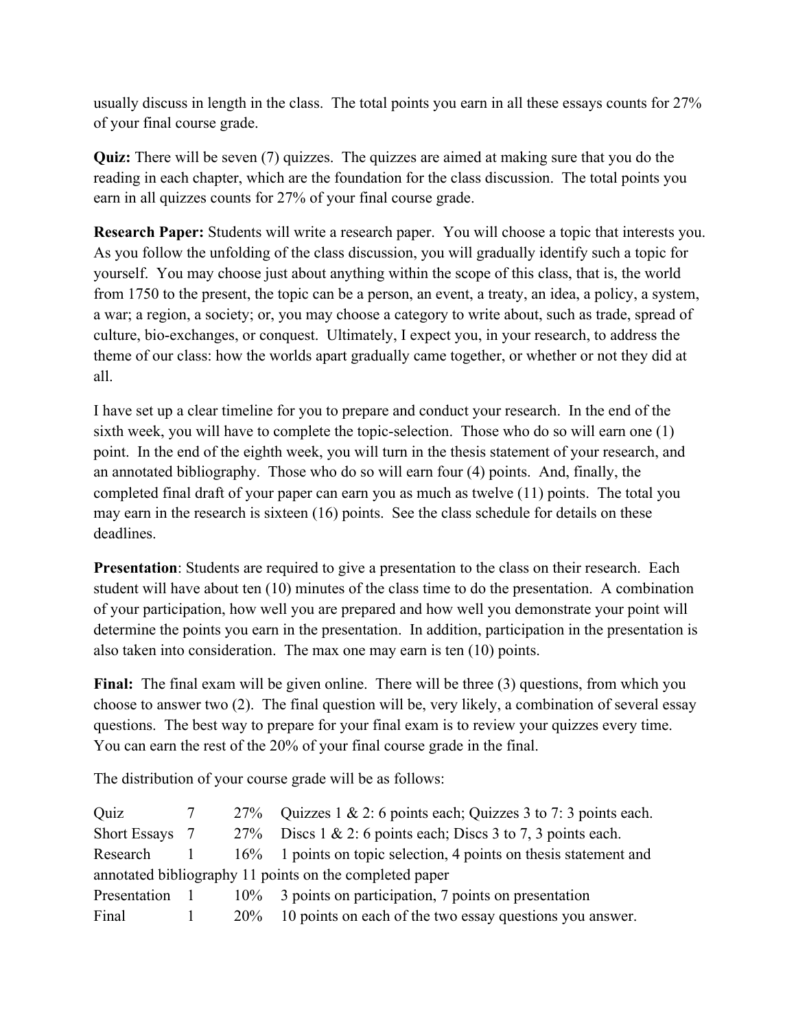usually discuss in length in the class. The total points you earn in all these essays counts for 27% of your final course grade.

**Quiz:** There will be seven (7) quizzes. The quizzes are aimed at making sure that you do the reading in each chapter, which are the foundation for the class discussion. The total points you earn in all quizzes counts for 27% of your final course grade.

**Research Paper:** Students will write a research paper. You will choose a topic that interests you. As you follow the unfolding of the class discussion, you will gradually identify such a topic for yourself. You may choose just about anything within the scope of this class, that is, the world from 1750 to the present, the topic can be a person, an event, a treaty, an idea, a policy, a system, a war; a region, a society; or, you may choose a category to write about, such as trade, spread of culture, bio-exchanges, or conquest. Ultimately, I expect you, in your research, to address the theme of our class: how the worlds apart gradually came together, or whether or not they did at all.

I have set up a clear timeline for you to prepare and conduct your research. In the end of the sixth week, you will have to complete the topic-selection. Those who do so will earn one (1) point. In the end of the eighth week, you will turn in the thesis statement of your research, and an annotated bibliography. Those who do so will earn four (4) points. And, finally, the completed final draft of your paper can earn you as much as twelve (11) points. The total you may earn in the research is sixteen (16) points. See the class schedule for details on these deadlines.

**Presentation**: Students are required to give a presentation to the class on their research. Each student will have about ten (10) minutes of the class time to do the presentation. A combination of your participation, how well you are prepared and how well you demonstrate your point will determine the points you earn in the presentation. In addition, participation in the presentation is also taken into consideration. The max one may earn is ten (10) points.

**Final:** The final exam will be given online. There will be three (3) questions, from which you choose to answer two (2). The final question will be, very likely, a combination of several essay questions. The best way to prepare for your final exam is to review your quizzes every time. You can earn the rest of the 20% of your final course grade in the final.

The distribution of your course grade will be as follows:

| | | | |
|---|---|---|---|
| Quiz | 7 | 27% | Quizzes 1 & 2: 6 points each; Quizzes 3 to 7: 3 points each. |
| Short Essays | 7 | 27% | Discs 1 & 2: 6 points each; Discs 3 to 7, 3 points each. |
| Research | 1 | 16% | 1 points on topic selection, 4 points on thesis statement and annotated bibliography 11 points on the completed paper |
| Presentation | 1 | 10% | 3 points on participation, 7 points on presentation |
| Final | 1 | 20% | 10 points on each of the two essay questions you answer. |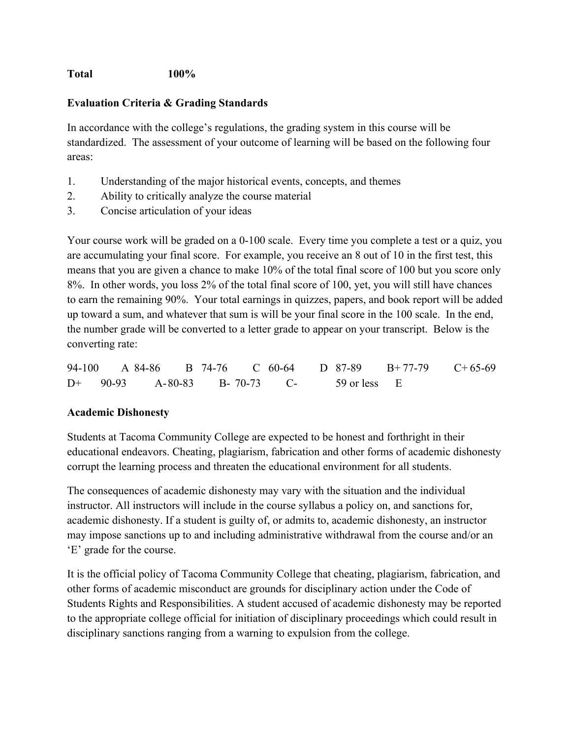**Total 100%**

**Evaluation Criteria & Grading Standards**

In accordance with the college's regulations, the grading system in this course will be standardized. The assessment of your outcome of learning will be based on the following four areas:

1. Understanding of the major historical events, concepts, and themes
2. Ability to critically analyze the course material
3. Concise articulation of your ideas

Your course work will be graded on a 0-100 scale. Every time you complete a test or a quiz, you are accumulating your final score. For example, you receive an 8 out of 10 in the first test, this means that you are given a chance to make 10% of the total final score of 100 but you score only 8%. In other words, you loss 2% of the total final score of 100, yet, you will still have chances to earn the remaining 90%. Your total earnings in quizzes, papers, and book report will be added up toward a sum, and whatever that sum is will be your final score in the 100 scale. In the end, the number grade will be converted to a letter grade to appear on your transcript. Below is the converting rate:

94-100 A 84-86 B 74-76 C 60-64 D 87-89 B+ 77-79 C+ 65-69 D+ 90-93 A- 80-83 B- 70-73 C- 59 or less E

**Academic Dishonesty**

Students at Tacoma Community College are expected to be honest and forthright in their educational endeavors. Cheating, plagiarism, fabrication and other forms of academic dishonesty corrupt the learning process and threaten the educational environment for all students.

The consequences of academic dishonesty may vary with the situation and the individual instructor. All instructors will include in the course syllabus a policy on, and sanctions for, academic dishonesty. If a student is guilty of, or admits to, academic dishonesty, an instructor may impose sanctions up to and including administrative withdrawal from the course and/or an 'E' grade for the course.

It is the official policy of Tacoma Community College that cheating, plagiarism, fabrication, and other forms of academic misconduct are grounds for disciplinary action under the Code of Students Rights and Responsibilities. A student accused of academic dishonesty may be reported to the appropriate college official for initiation of disciplinary proceedings which could result in disciplinary sanctions ranging from a warning to expulsion from the college.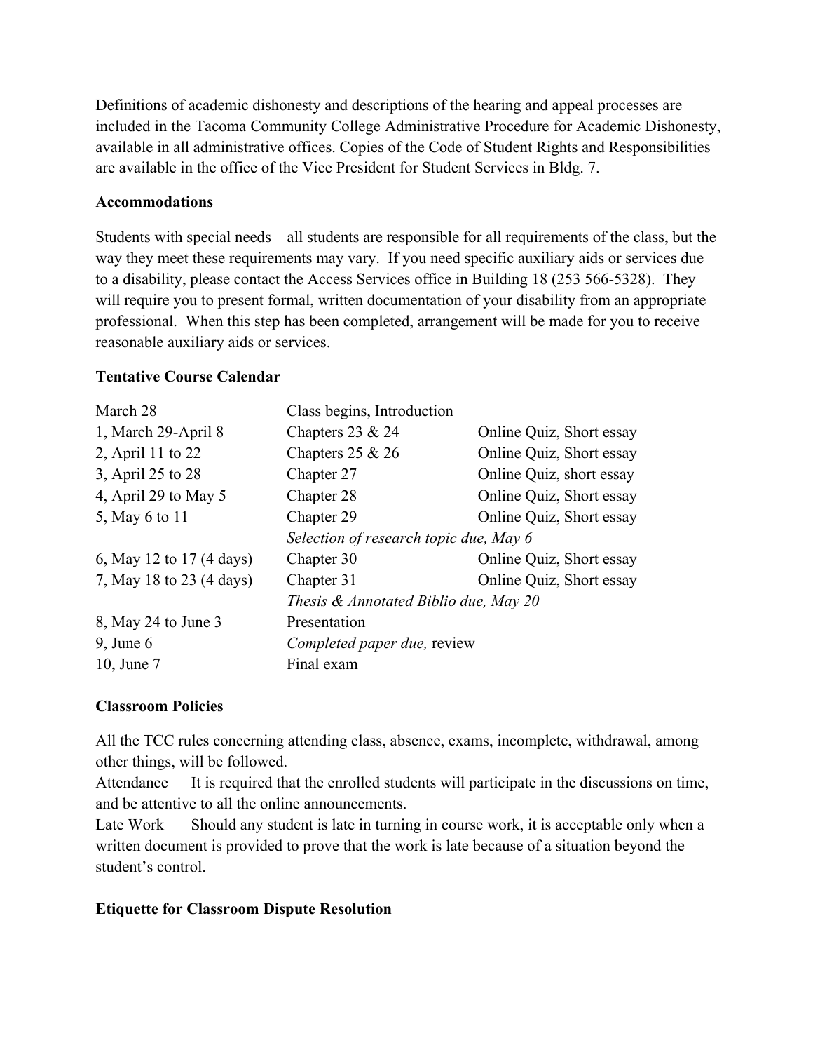Definitions of academic dishonesty and descriptions of the hearing and appeal processes are included in the Tacoma Community College Administrative Procedure for Academic Dishonesty, available in all administrative offices. Copies of the Code of Student Rights and Responsibilities are available in the office of the Vice President for Student Services in Bldg. 7.

**Accommodations**

Students with special needs – all students are responsible for all requirements of the class, but the way they meet these requirements may vary. If you need specific auxiliary aids or services due to a disability, please contact the Access Services office in Building 18 (253 566-5328). They will require you to present formal, written documentation of your disability from an appropriate professional. When this step has been completed, arrangement will be made for you to receive reasonable auxiliary aids or services.

**Tentative Course Calendar**

| | | |
|---|---|---|
| March 28 | Class begins, Introduction | |
| 1, March 29-April 8 | Chapters 23 & 24 | Online Quiz, Short essay |
| 2, April 11 to 22 | Chapters 25 & 26 | Online Quiz, Short essay |
| 3, April 25 to 28 | Chapter 27 | Online Quiz, short essay |
| 4, April 29 to May 5 | Chapter 28 | Online Quiz, Short essay |
| 5, May 6 to 11 | Chapter 29 | Online Quiz, Short essay |
| | *Selection of research topic due, May 6* | |
| 6, May 12 to 17 (4 days) | Chapter 30 | Online Quiz, Short essay |
| 7, May 18 to 23 (4 days) | Chapter 31 | Online Quiz, Short essay |
| | *Thesis & Annotated Biblio due, May 20* | |
| 8, May 24 to June 3 | Presentation | |
| 9, June 6 | *Completed paper due,* review | |
| 10, June 7 | Final exam | |

**Classroom Policies**

All the TCC rules concerning attending class, absence, exams, incomplete, withdrawal, among other things, will be followed.

Attendance It is required that the enrolled students will participate in the discussions on time, and be attentive to all the online announcements.

Late Work Should any student is late in turning in course work, it is acceptable only when a written document is provided to prove that the work is late because of a situation beyond the student's control.

**Etiquette for Classroom Dispute Resolution**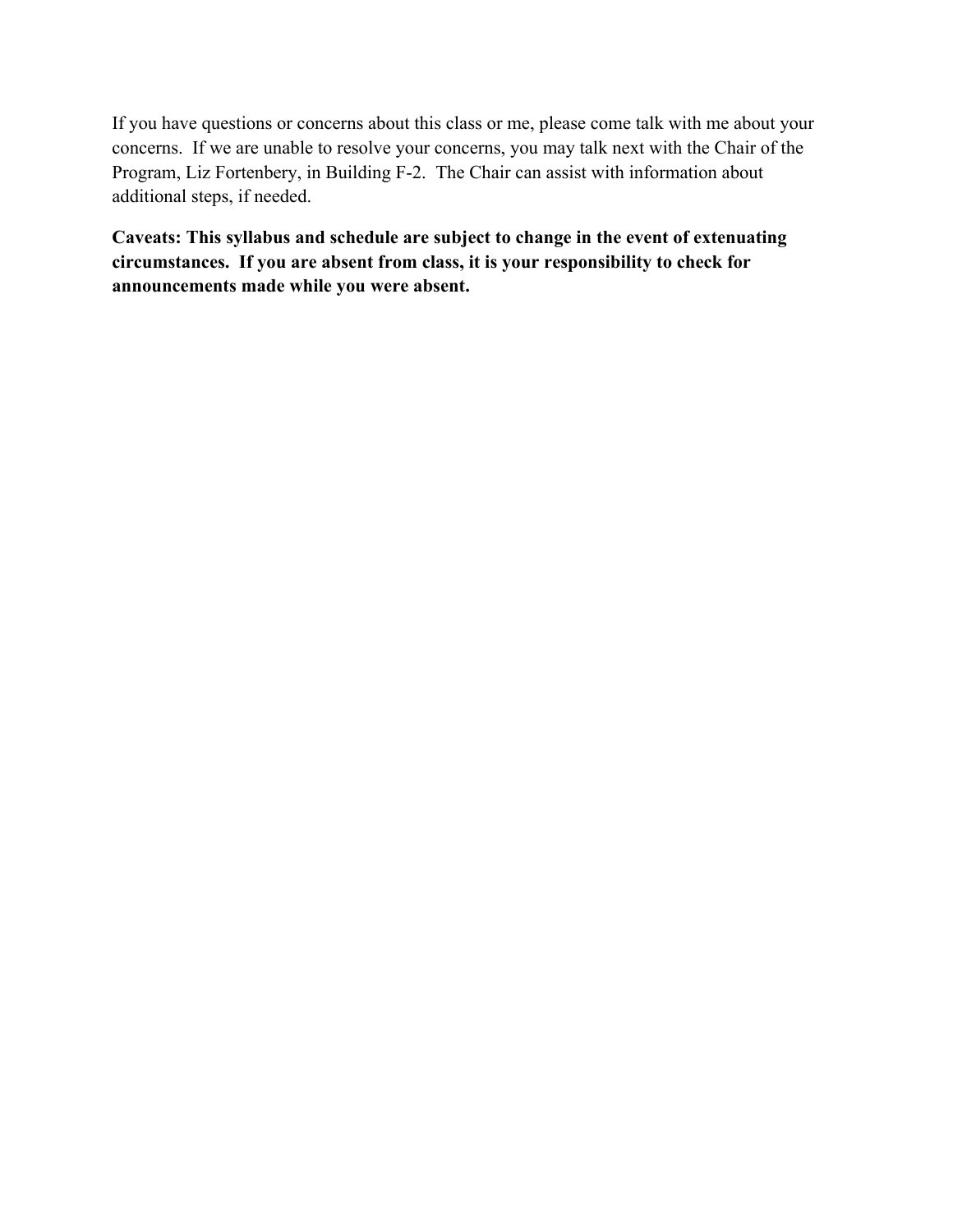If you have questions or concerns about this class or me, please come talk with me about your concerns.  If we are unable to resolve your concerns, you may talk next with the Chair of the Program, Liz Fortenbery, in Building F-2.  The Chair can assist with information about additional steps, if needed.

**Caveats: This syllabus and schedule are subject to change in the event of extenuating circumstances.  If you are absent from class, it is your responsibility to check for announcements made while you were absent.**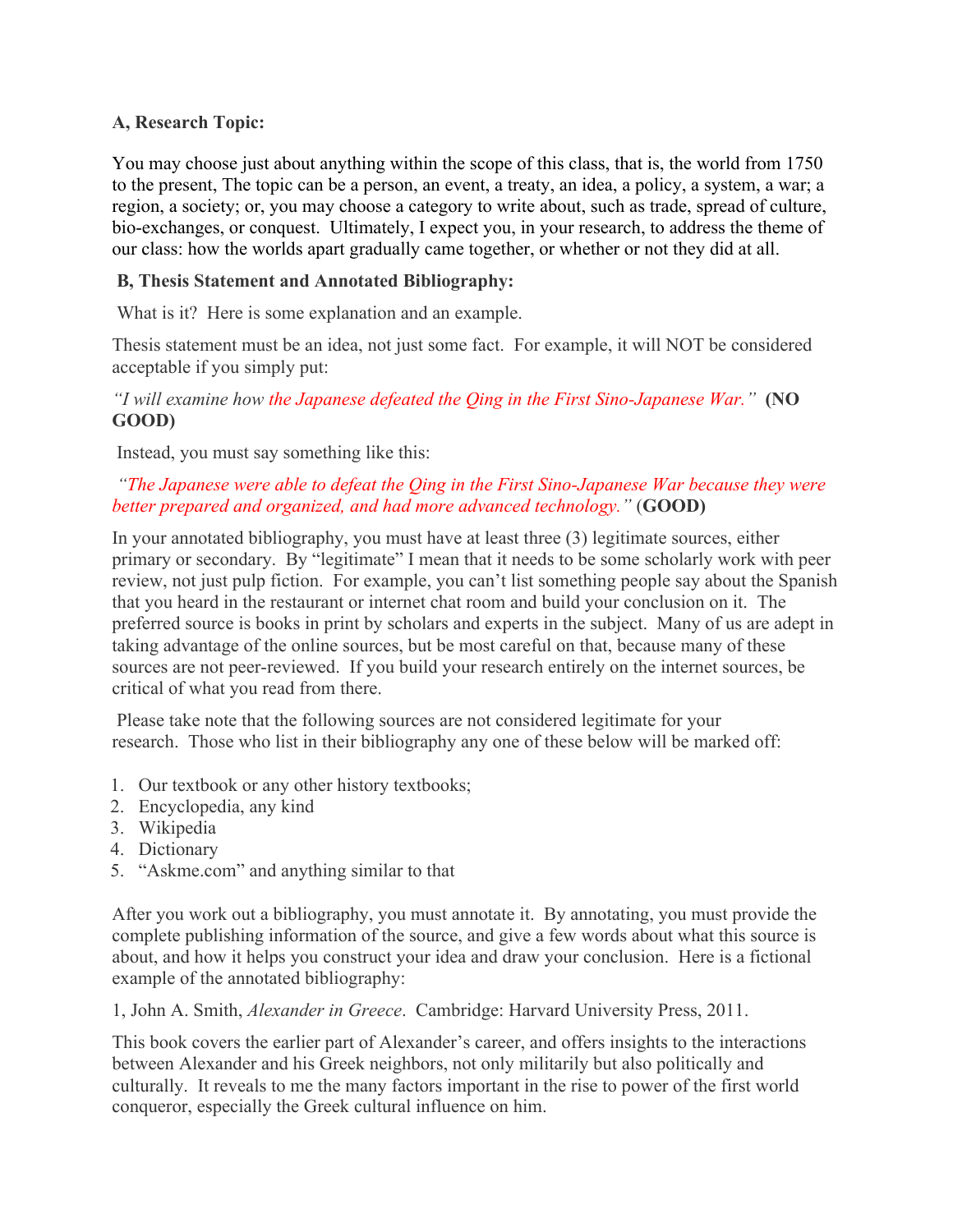**A, Research Topic:**

You may choose just about anything within the scope of this class, that is, the world from 1750 to the present, The topic can be a person, an event, a treaty, an idea, a policy, a system, a war; a region, a society; or, you may choose a category to write about, such as trade, spread of culture, bio-exchanges, or conquest. Ultimately, I expect you, in your research, to address the theme of our class: how the worlds apart gradually came together, or whether or not they did at all.

**B, Thesis Statement and Annotated Bibliography:**

What is it? Here is some explanation and an example.

Thesis statement must be an idea, not just some fact. For example, it will NOT be considered acceptable if you simply put:

*"I will examine how the Japanese defeated the Qing in the First Sino-Japanese War."* **(NO GOOD)**

Instead, you must say something like this:

*"The Japanese were able to defeat the Qing in the First Sino-Japanese War because they were better prepared and organized, and had more advanced technology."* (**GOOD)**

In your annotated bibliography, you must have at least three (3) legitimate sources, either primary or secondary. By "legitimate" I mean that it needs to be some scholarly work with peer review, not just pulp fiction. For example, you can't list something people say about the Spanish that you heard in the restaurant or internet chat room and build your conclusion on it. The preferred source is books in print by scholars and experts in the subject. Many of us are adept in taking advantage of the online sources, but be most careful on that, because many of these sources are not peer-reviewed. If you build your research entirely on the internet sources, be critical of what you read from there.

Please take note that the following sources are not considered legitimate for your research. Those who list in their bibliography any one of these below will be marked off:

1. Our textbook or any other history textbooks;
2. Encyclopedia, any kind
3. Wikipedia
4. Dictionary
5. "Askme.com" and anything similar to that

After you work out a bibliography, you must annotate it. By annotating, you must provide the complete publishing information of the source, and give a few words about what this source is about, and how it helps you construct your idea and draw your conclusion. Here is a fictional example of the annotated bibliography:

1, John A. Smith, *Alexander in Greece*. Cambridge: Harvard University Press, 2011.

This book covers the earlier part of Alexander's career, and offers insights to the interactions between Alexander and his Greek neighbors, not only militarily but also politically and culturally. It reveals to me the many factors important in the rise to power of the first world conqueror, especially the Greek cultural influence on him.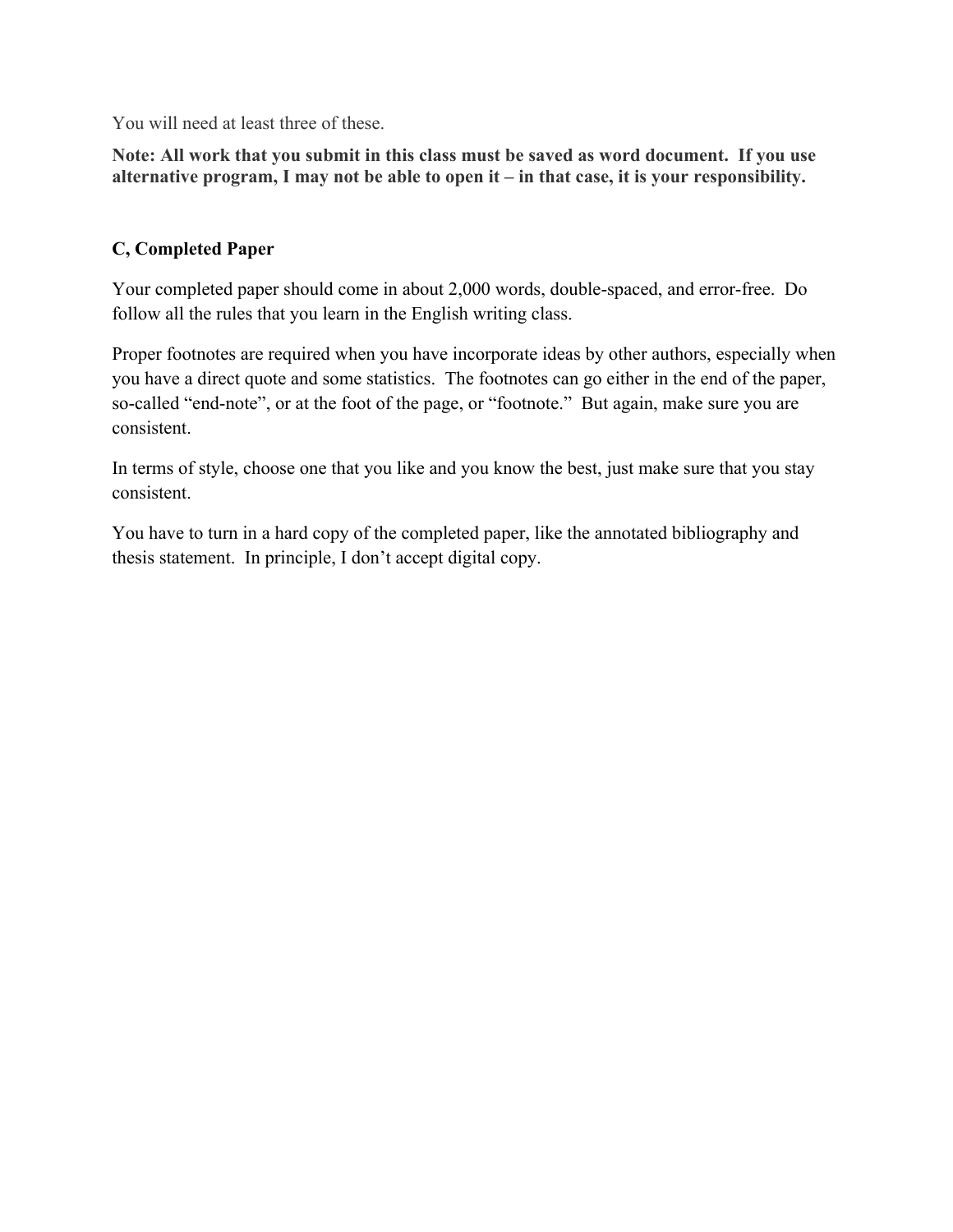You will need at least three of these.

**Note: All work that you submit in this class must be saved as word document. If you use alternative program, I may not be able to open it – in that case, it is your responsibility.**

**C, Completed Paper**

Your completed paper should come in about 2,000 words, double-spaced, and error-free. Do follow all the rules that you learn in the English writing class.

Proper footnotes are required when you have incorporate ideas by other authors, especially when you have a direct quote and some statistics. The footnotes can go either in the end of the paper, so-called "end-note", or at the foot of the page, or "footnote." But again, make sure you are consistent.

In terms of style, choose one that you like and you know the best, just make sure that you stay consistent.

You have to turn in a hard copy of the completed paper, like the annotated bibliography and thesis statement. In principle, I don't accept digital copy.